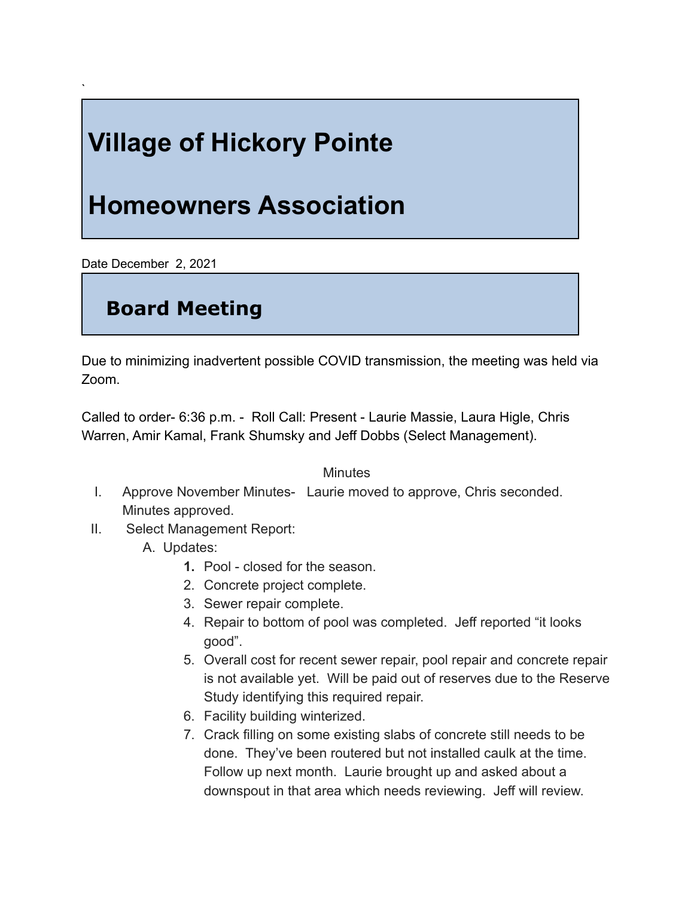`

# Village of Hickory Pointe

# Homeowners Association

Date December 2, 2021

## Board Meeting

Due to minimizing inadvertent possible COVID transmission, the meeting was held via Zoom.

Called to order- 6:36 p.m. - Roll Call: Present - Laurie Massie, Laura Higle, Chris Warren, Amir Kamal, Frank Shumsky and Jeff Dobbs (Select Management).

Minutes

I. Approve November Minutes- Laurie moved to approve, Chris seconded. Minutes approved.

II. Select Management Report:

   A. Updates:

      1. Pool - closed for the season.
      2. Concrete project complete.
      3. Sewer repair complete.
      4. Repair to bottom of pool was completed. Jeff reported "it looks good".
      5. Overall cost for recent sewer repair, pool repair and concrete repair is not available yet. Will be paid out of reserves due to the Reserve Study identifying this required repair.
      6. Facility building winterized.
      7. Crack filling on some existing slabs of concrete still needs to be done. They've been routered but not installed caulk at the time. Follow up next month. Laurie brought up and asked about a downspout in that area which needs reviewing. Jeff will review.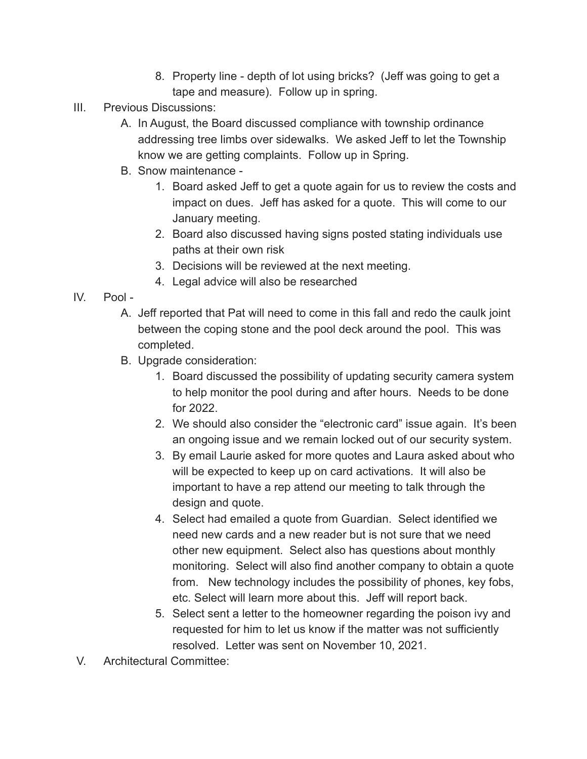8. Property line - depth of lot using bricks? (Jeff was going to get a tape and measure). Follow up in spring.

III. Previous Discussions:

   A. In August, the Board discussed compliance with township ordinance addressing tree limbs over sidewalks. We asked Jeff to let the Township know we are getting complaints. Follow up in Spring.

   B. Snow maintenance -

      1. Board asked Jeff to get a quote again for us to review the costs and impact on dues. Jeff has asked for a quote. This will come to our January meeting.
      2. Board also discussed having signs posted stating individuals use paths at their own risk
      3. Decisions will be reviewed at the next meeting.
      4. Legal advice will also be researched

IV. Pool -

   A. Jeff reported that Pat will need to come in this fall and redo the caulk joint between the coping stone and the pool deck around the pool. This was completed.

   B. Upgrade consideration:

      1. Board discussed the possibility of updating security camera system to help monitor the pool during and after hours. Needs to be done for 2022.
      2. We should also consider the "electronic card" issue again. It's been an ongoing issue and we remain locked out of our security system.
      3. By email Laurie asked for more quotes and Laura asked about who will be expected to keep up on card activations. It will also be important to have a rep attend our meeting to talk through the design and quote.
      4. Select had emailed a quote from Guardian. Select identified we need new cards and a new reader but is not sure that we need other new equipment. Select also has questions about monthly monitoring. Select will also find another company to obtain a quote from. New technology includes the possibility of phones, key fobs, etc. Select will learn more about this. Jeff will report back.
      5. Select sent a letter to the homeowner regarding the poison ivy and requested for him to let us know if the matter was not sufficiently resolved. Letter was sent on November 10, 2021.

V. Architectural Committee: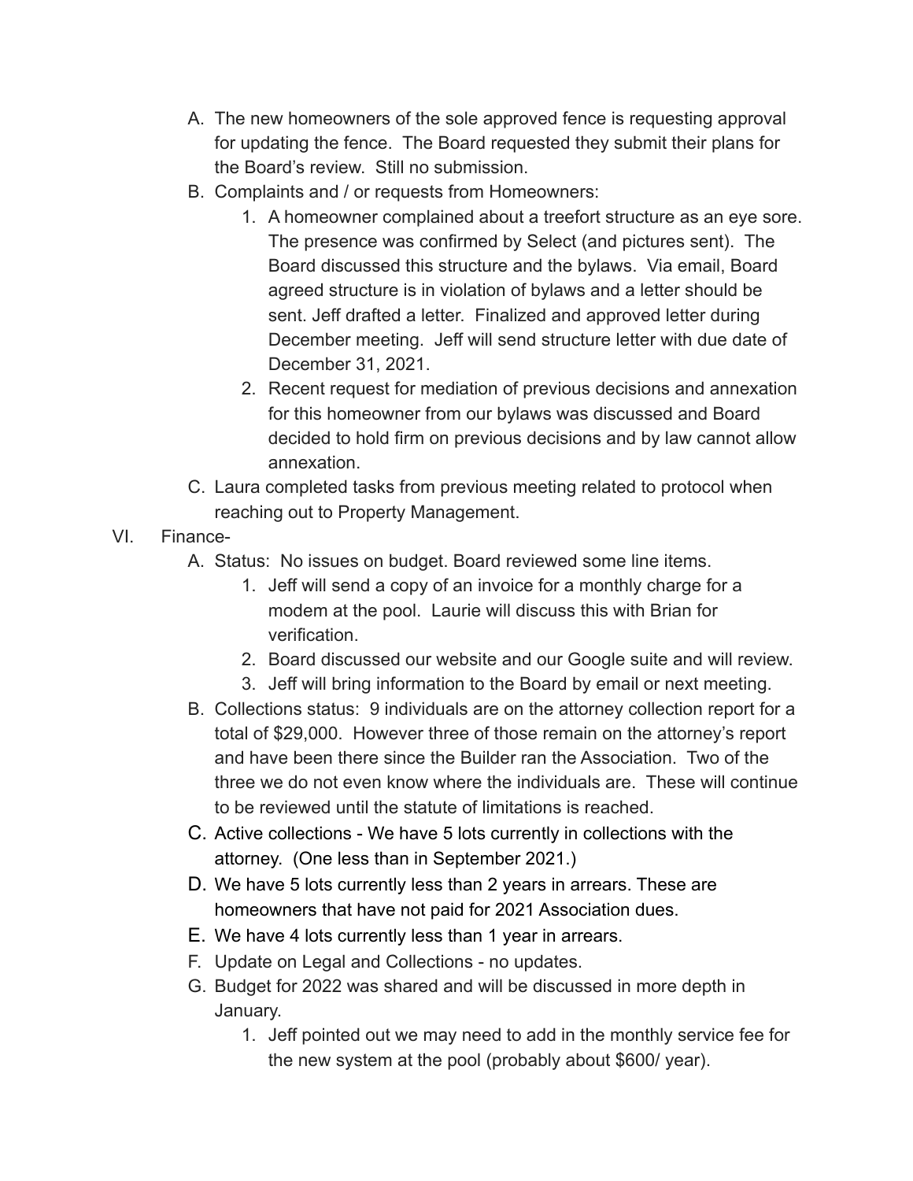A. The new homeowners of the sole approved fence is requesting approval for updating the fence. The Board requested they submit their plans for the Board's review. Still no submission.

B. Complaints and / or requests from Homeowners:

   1. A homeowner complained about a treefort structure as an eye sore. The presence was confirmed by Select (and pictures sent). The Board discussed this structure and the bylaws. Via email, Board agreed structure is in violation of bylaws and a letter should be sent. Jeff drafted a letter. Finalized and approved letter during December meeting. Jeff will send structure letter with due date of December 31, 2021.
   2. Recent request for mediation of previous decisions and annexation for this homeowner from our bylaws was discussed and Board decided to hold firm on previous decisions and by law cannot allow annexation.

C. Laura completed tasks from previous meeting related to protocol when reaching out to Property Management.

VI. Finance-

A. Status: No issues on budget. Board reviewed some line items.

   1. Jeff will send a copy of an invoice for a monthly charge for a modem at the pool. Laurie will discuss this with Brian for verification.
   2. Board discussed our website and our Google suite and will review.
   3. Jeff will bring information to the Board by email or next meeting.

B. Collections status: 9 individuals are on the attorney collection report for a total of $29,000. However three of those remain on the attorney's report and have been there since the Builder ran the Association. Two of the three we do not even know where the individuals are. These will continue to be reviewed until the statute of limitations is reached.

C. Active collections - We have 5 lots currently in collections with the attorney. (One less than in September 2021.)

D. We have 5 lots currently less than 2 years in arrears. These are homeowners that have not paid for 2021 Association dues.

E. We have 4 lots currently less than 1 year in arrears.

F. Update on Legal and Collections - no updates.

G. Budget for 2022 was shared and will be discussed in more depth in January.

   1. Jeff pointed out we may need to add in the monthly service fee for the new system at the pool (probably about $600/ year).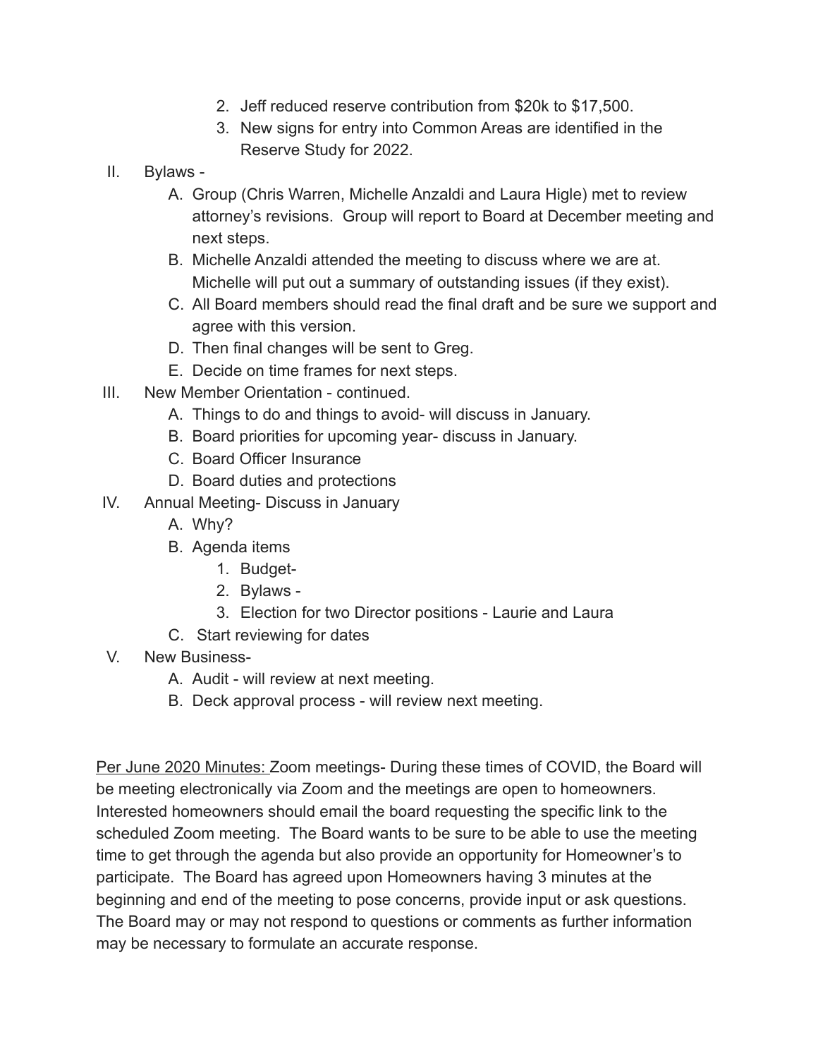2. Jeff reduced reserve contribution from $20k to $17,500.
3. New signs for entry into Common Areas are identified in the Reserve Study for 2022.

II. Bylaws -
   A. Group (Chris Warren, Michelle Anzaldi and Laura Higle) met to review attorney's revisions. Group will report to Board at December meeting and next steps.
   B. Michelle Anzaldi attended the meeting to discuss where we are at. Michelle will put out a summary of outstanding issues (if they exist).
   C. All Board members should read the final draft and be sure we support and agree with this version.
   D. Then final changes will be sent to Greg.
   E. Decide on time frames for next steps.

III. New Member Orientation - continued.
   A. Things to do and things to avoid- will discuss in January.
   B. Board priorities for upcoming year- discuss in January.
   C. Board Officer Insurance
   D. Board duties and protections

IV. Annual Meeting- Discuss in January
   A. Why?
   B. Agenda items
      1. Budget-
      2. Bylaws -
      3. Election for two Director positions - Laurie and Laura
   C. Start reviewing for dates

V. New Business-
   A. Audit - will review at next meeting.
   B. Deck approval process - will review next meeting.

<u>Per June 2020 Minutes:</u> Zoom meetings- During these times of COVID, the Board will be meeting electronically via Zoom and the meetings are open to homeowners. Interested homeowners should email the board requesting the specific link to the scheduled Zoom meeting. The Board wants to be sure to be able to use the meeting time to get through the agenda but also provide an opportunity for Homeowner's to participate. The Board has agreed upon Homeowners having 3 minutes at the beginning and end of the meeting to pose concerns, provide input or ask questions. The Board may or may not respond to questions or comments as further information may be necessary to formulate an accurate response.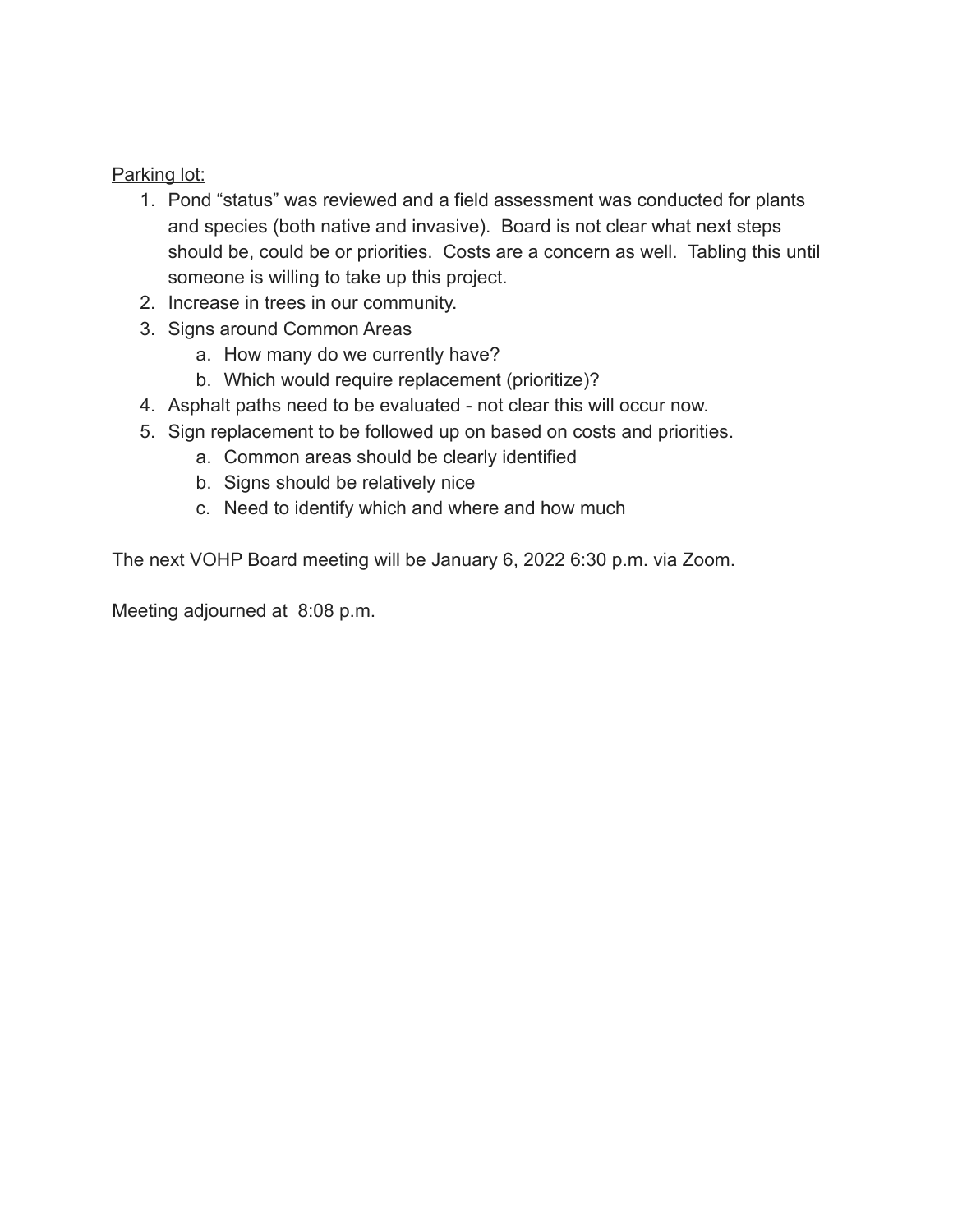<u>Parking lot:</u>

1. Pond "status" was reviewed and a field assessment was conducted for plants and species (both native and invasive). Board is not clear what next steps should be, could be or priorities. Costs are a concern as well. Tabling this until someone is willing to take up this project.
2. Increase in trees in our community.
3. Signs around Common Areas
   a. How many do we currently have?
   b. Which would require replacement (prioritize)?
4. Asphalt paths need to be evaluated - not clear this will occur now.
5. Sign replacement to be followed up on based on costs and priorities.
   a. Common areas should be clearly identified
   b. Signs should be relatively nice
   c. Need to identify which and where and how much

The next VOHP Board meeting will be January 6, 2022 6:30 p.m. via Zoom.

Meeting adjourned at 8:08 p.m.